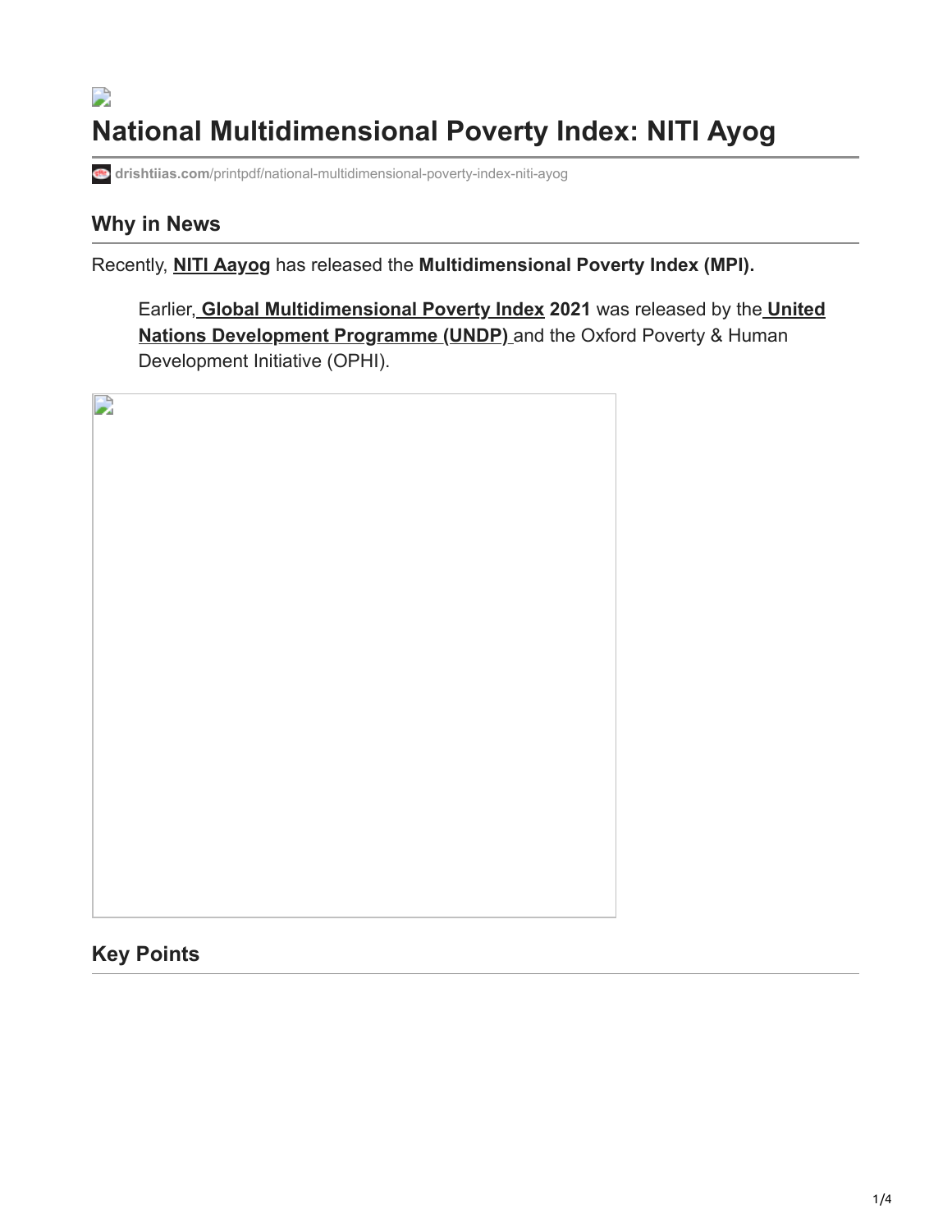# National Multidimensional Poverty Index: NITI Ayog

drishtiias.com/printpdf/national-multidimensional-poverty-index-niti-ayog

## Why in News

Recently, **NITI Aayog** has released the **Multidimensional Poverty Index (MPI).**

> Earlier, **Global Multidimensional Poverty Index 2021** was released by the **United Nations Development Programme (UNDP)** and the Oxford Poverty & Human Development Initiative (OPHI).

## Key Points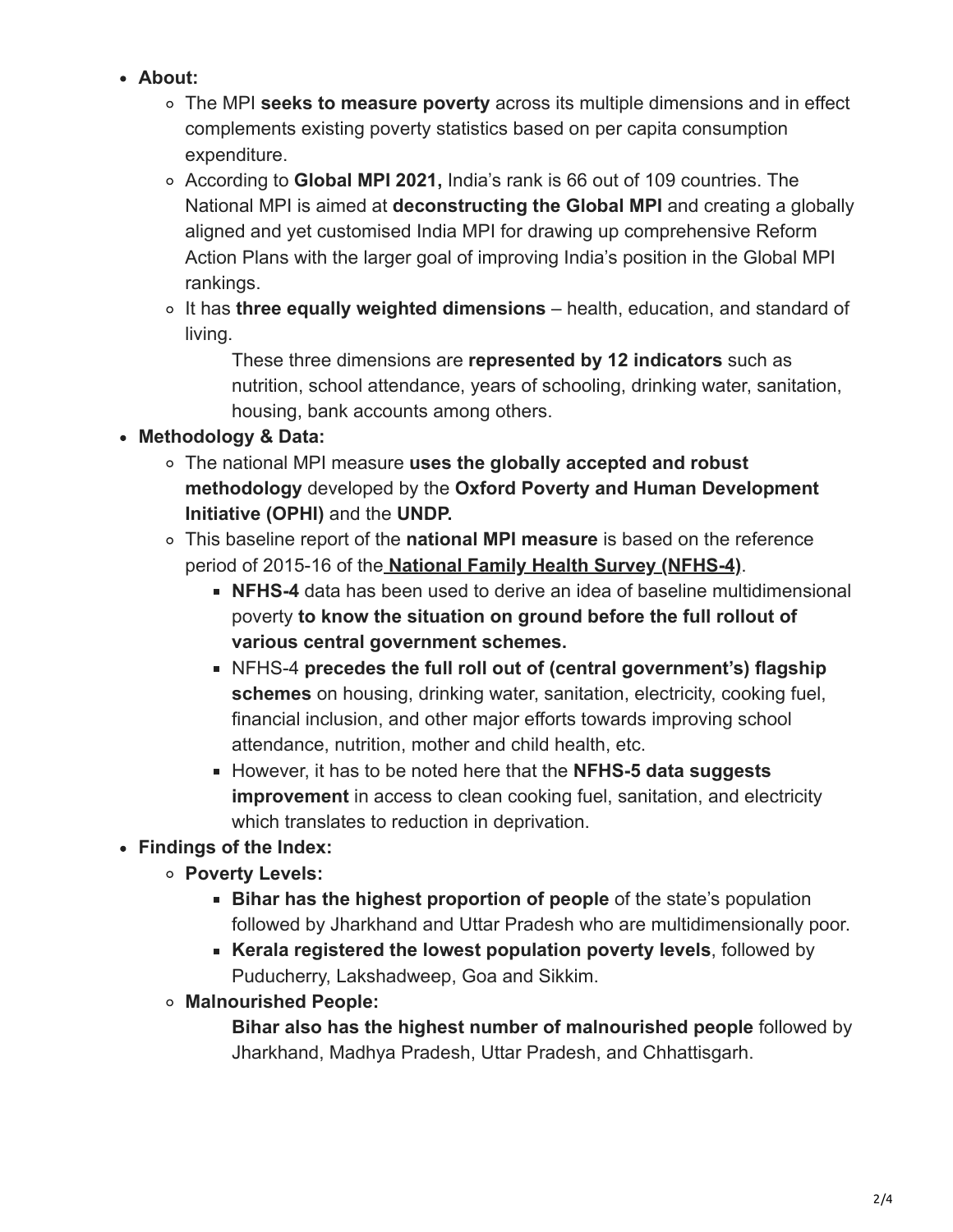- **About:**
  - The MPI **seeks to measure poverty** across its multiple dimensions and in effect complements existing poverty statistics based on per capita consumption expenditure.
  - According to **Global MPI 2021,** India's rank is 66 out of 109 countries. The National MPI is aimed at **deconstructing the Global MPI** and creating a globally aligned and yet customised India MPI for drawing up comprehensive Reform Action Plans with the larger goal of improving India's position in the Global MPI rankings.
  - It has **three equally weighted dimensions** – health, education, and standard of living.
    - These three dimensions are **represented by 12 indicators** such as nutrition, school attendance, years of schooling, drinking water, sanitation, housing, bank accounts among others.
- **Methodology & Data:**
  - The national MPI measure **uses the globally accepted and robust methodology** developed by the **Oxford Poverty and Human Development Initiative (OPHI)** and the **UNDP.**
  - This baseline report of the **national MPI measure** is based on the reference period of 2015-16 of the **National Family Health Survey (NFHS-4)**.
    - **NFHS-4** data has been used to derive an idea of baseline multidimensional poverty **to know the situation on ground before the full rollout of various central government schemes.**
    - NFHS-4 **precedes the full roll out of (central government's) flagship schemes** on housing, drinking water, sanitation, electricity, cooking fuel, financial inclusion, and other major efforts towards improving school attendance, nutrition, mother and child health, etc.
    - However, it has to be noted here that the **NFHS-5 data suggests improvement** in access to clean cooking fuel, sanitation, and electricity which translates to reduction in deprivation.
- **Findings of the Index:**
  - **Poverty Levels:**
    - **Bihar has the highest proportion of people** of the state's population followed by Jharkhand and Uttar Pradesh who are multidimensionally poor.
    - **Kerala registered the lowest population poverty levels**, followed by Puducherry, Lakshadweep, Goa and Sikkim.
  - **Malnourished People:**
    - **Bihar also has the highest number of malnourished people** followed by Jharkhand, Madhya Pradesh, Uttar Pradesh, and Chhattisgarh.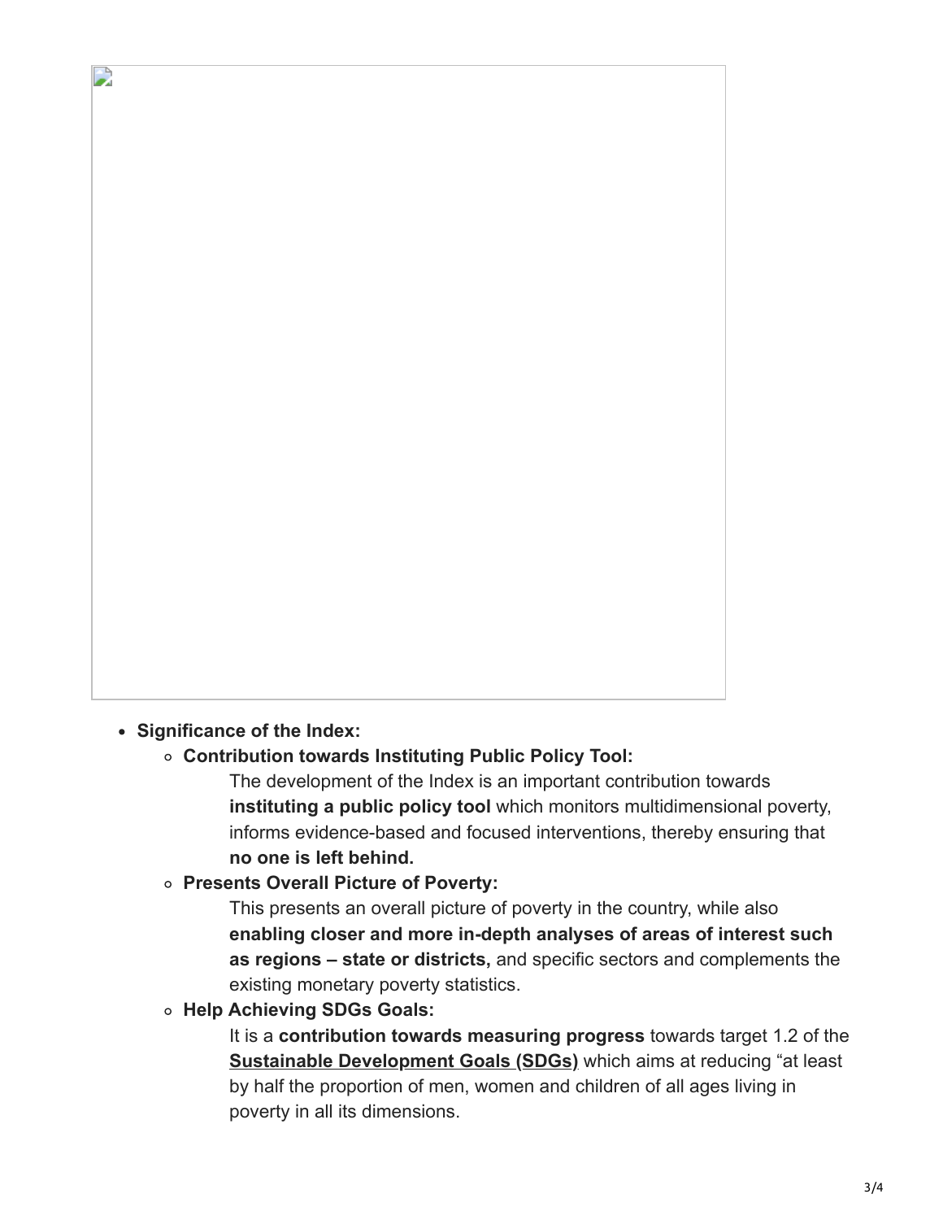- **Significance of the Index:**
  - **Contribution towards Instituting Public Policy Tool:**
    The development of the Index is an important contribution towards **instituting a public policy tool** which monitors multidimensional poverty, informs evidence-based and focused interventions, thereby ensuring that **no one is left behind.**
  - **Presents Overall Picture of Poverty:**
    This presents an overall picture of poverty in the country, while also **enabling closer and more in-depth analyses of areas of interest such as regions – state or districts,** and specific sectors and complements the existing monetary poverty statistics.
  - **Help Achieving SDGs Goals:**
    It is a **contribution towards measuring progress** towards target 1.2 of the **Sustainable Development Goals (SDGs)** which aims at reducing "at least by half the proportion of men, women and children of all ages living in poverty in all its dimensions.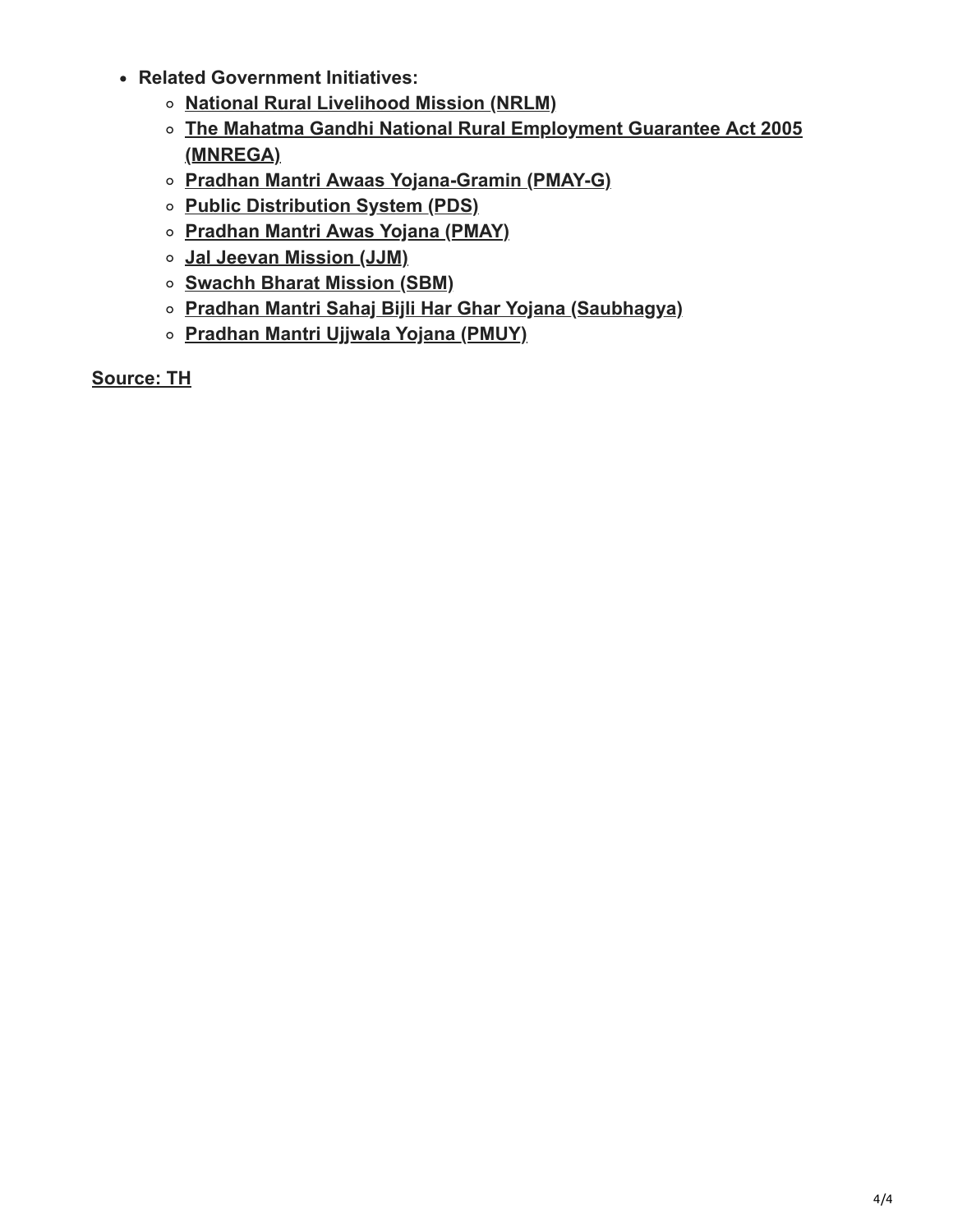- **Related Government Initiatives:**
  - **National Rural Livelihood Mission (NRLM)**
  - **The Mahatma Gandhi National Rural Employment Guarantee Act 2005 (MNREGA)**
  - **Pradhan Mantri Awaas Yojana-Gramin (PMAY-G)**
  - **Public Distribution System (PDS)**
  - **Pradhan Mantri Awas Yojana (PMAY)**
  - **Jal Jeevan Mission (JJM)**
  - **Swachh Bharat Mission (SBM)**
  - **Pradhan Mantri Sahaj Bijli Har Ghar Yojana (Saubhagya)**
  - **Pradhan Mantri Ujjwala Yojana (PMUY)**

**Source: TH**